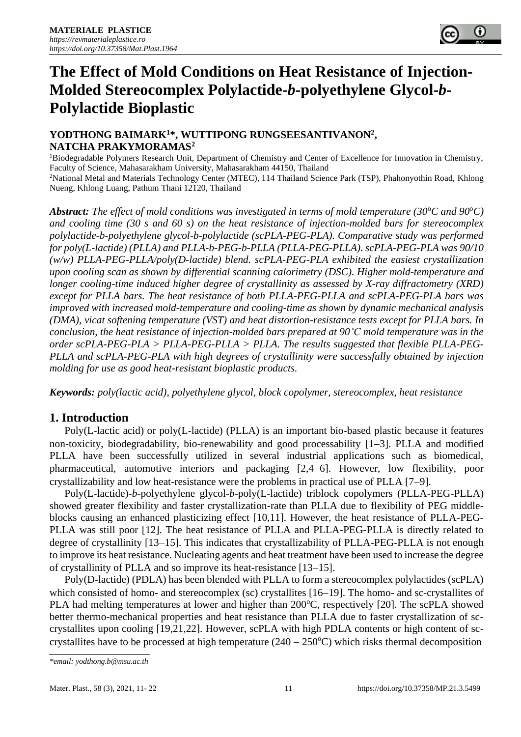# The Effect of Mold Conditions on Heat Resistance of Injection-Molded Stereocomplex Polylactide-*b*-polyethylene Glycol-*b*-Polylactide Bioplastic

**YODTHONG BAIMARK[1]*, WUTTIPONG RUNGSEESANTIVANON[2], NATCHA PRAKYMORAMAS[2]**

[1]Biodegradable Polymers Research Unit, Department of Chemistry and Center of Excellence for Innovation in Chemistry, Faculty of Science, Mahasarakham University, Mahasarakham 44150, Thailand

[2]National Metal and Materials Technology Center (MTEC), 114 Thailand Science Park (TSP), Phahonyothin Road, Khlong Nueng, Khlong Luang, Pathum Thani 12120, Thailand

***Abstract:*** *The effect of mold conditions was investigated in terms of mold temperature (30°C and 90°C) and cooling time (30 s and 60 s) on the heat resistance of injection-molded bars for stereocomplex polylactide-b-polyethylene glycol-b-polylactide (scPLA-PEG-PLA). Comparative study was performed for poly(L-lactide) (PLLA) and PLLA-b-PEG-b-PLLA (PLLA-PEG-PLLA). scPLA-PEG-PLA was 90/10 (w/w) PLLA-PEG-PLLA/poly(D-lactide) blend. scPLA-PEG-PLA exhibited the easiest crystallization upon cooling scan as shown by differential scanning calorimetry (DSC). Higher mold-temperature and longer cooling-time induced higher degree of crystallinity as assessed by X-ray diffractometry (XRD) except for PLLA bars. The heat resistance of both PLLA-PEG-PLLA and scPLA-PEG-PLA bars was improved with increased mold-temperature and cooling-time as shown by dynamic mechanical analysis (DMA), vicat softening temperature (VST) and heat distortion-resistance tests except for PLLA bars. In conclusion, the heat resistance of injection-molded bars prepared at 90˚C mold temperature was in the order scPLA-PEG-PLA > PLLA-PEG-PLLA > PLLA. The results suggested that flexible PLLA-PEG-PLLA and scPLA-PEG-PLA with high degrees of crystallinity were successfully obtained by injection molding for use as good heat-resistant bioplastic products.*

***Keywords:*** *poly(lactic acid), polyethylene glycol, block copolymer, stereocomplex, heat resistance*

## 1. Introduction

Poly(L-lactic acid) or poly(L-lactide) (PLLA) is an important bio-based plastic because it features non-toxicity, biodegradability, bio-renewability and good processability [1−3]. PLLA and modified PLLA have been successfully utilized in several industrial applications such as biomedical, pharmaceutical, automotive interiors and packaging [2,4−6]. However, low flexibility, poor crystallizability and low heat-resistance were the problems in practical use of PLLA [7−9].

Poly(L-lactide)-*b*-polyethylene glycol-*b*-poly(L-lactide) triblock copolymers (PLLA-PEG-PLLA) showed greater flexibility and faster crystallization-rate than PLLA due to flexibility of PEG middle-blocks causing an enhanced plasticizing effect [10,11]. However, the heat resistance of PLLA-PEG-PLLA was still poor [12]. The heat resistance of PLLA and PLLA-PEG-PLLA is directly related to degree of crystallinity [13−15]. This indicates that crystallizability of PLLA-PEG-PLLA is not enough to improve its heat resistance. Nucleating agents and heat treatment have been used to increase the degree of crystallinity of PLLA and so improve its heat-resistance [13−15].

Poly(D-lactide) (PDLA) has been blended with PLLA to form a stereocomplex polylactides (scPLA) which consisted of homo- and stereocomplex (sc) crystallites [16−19]. The homo- and sc-crystallites of PLA had melting temperatures at lower and higher than 200°C, respectively [20]. The scPLA showed better thermo-mechanical properties and heat resistance than PLLA due to faster crystallization of sc-crystallites upon cooling [19,21,22]. However, scPLA with high PDLA contents or high content of sc-crystallites have to be processed at high temperature (240 − 250°C) which risks thermal decomposition

*\*email: yodthong.b@msu.ac.th*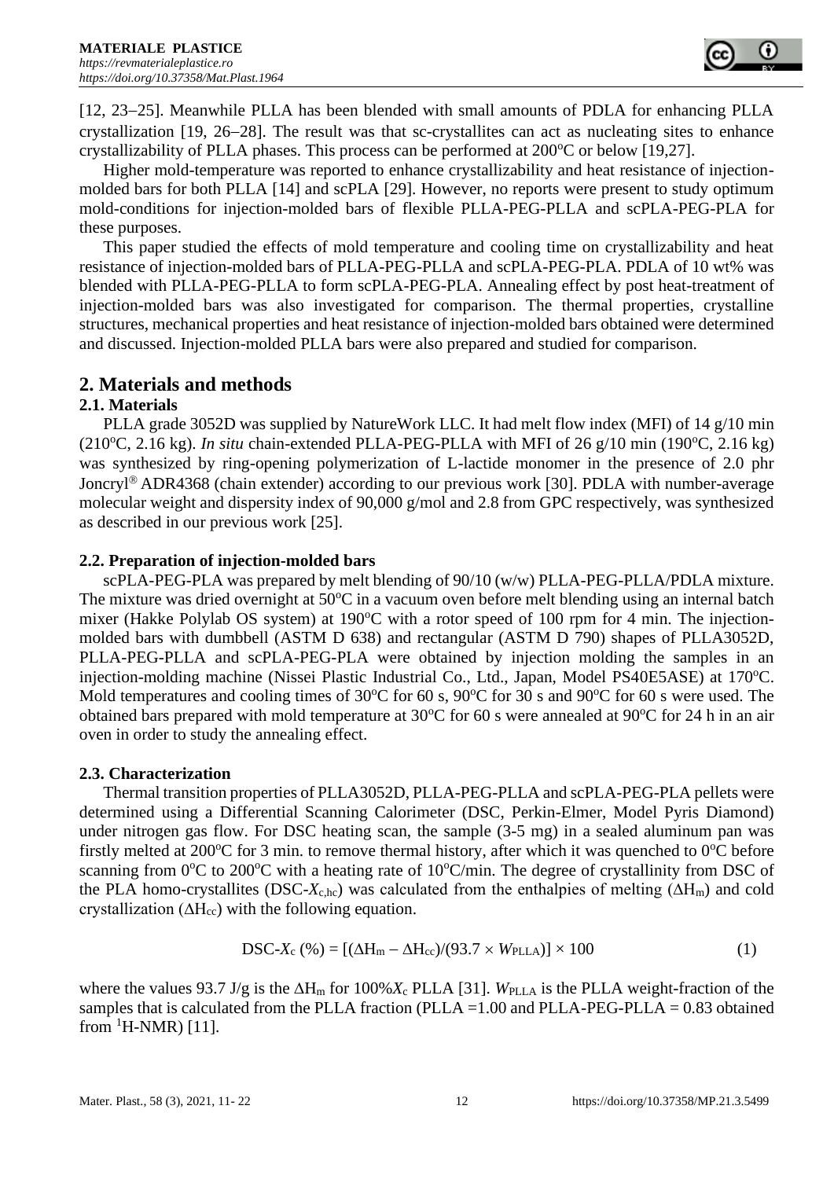[12, 23–25]. Meanwhile PLLA has been blended with small amounts of PDLA for enhancing PLLA crystallization [19, 26–28]. The result was that sc-crystallites can act as nucleating sites to enhance crystallizability of PLLA phases. This process can be performed at 200°C or below [19,27].

Higher mold-temperature was reported to enhance crystallizability and heat resistance of injection-molded bars for both PLLA [14] and scPLA [29]. However, no reports were present to study optimum mold-conditions for injection-molded bars of flexible PLLA-PEG-PLLA and scPLA-PEG-PLA for these purposes.

This paper studied the effects of mold temperature and cooling time on crystallizability and heat resistance of injection-molded bars of PLLA-PEG-PLLA and scPLA-PEG-PLA. PDLA of 10 wt% was blended with PLLA-PEG-PLLA to form scPLA-PEG-PLA. Annealing effect by post heat-treatment of injection-molded bars was also investigated for comparison. The thermal properties, crystalline structures, mechanical properties and heat resistance of injection-molded bars obtained were determined and discussed. Injection-molded PLLA bars were also prepared and studied for comparison.

## 2. Materials and methods

### 2.1. Materials

PLLA grade 3052D was supplied by NatureWork LLC. It had melt flow index (MFI) of 14 g/10 min (210°C, 2.16 kg). *In situ* chain-extended PLLA-PEG-PLLA with MFI of 26 g/10 min (190°C, 2.16 kg) was synthesized by ring-opening polymerization of L-lactide monomer in the presence of 2.0 phr Joncryl® ADR4368 (chain extender) according to our previous work [30]. PDLA with number-average molecular weight and dispersity index of 90,000 g/mol and 2.8 from GPC respectively, was synthesized as described in our previous work [25].

### 2.2. Preparation of injection-molded bars

scPLA-PEG-PLA was prepared by melt blending of 90/10 (w/w) PLLA-PEG-PLLA/PDLA mixture. The mixture was dried overnight at 50°C in a vacuum oven before melt blending using an internal batch mixer (Hakke Polylab OS system) at 190°C with a rotor speed of 100 rpm for 4 min. The injection-molded bars with dumbbell (ASTM D 638) and rectangular (ASTM D 790) shapes of PLLA3052D, PLLA-PEG-PLLA and scPLA-PEG-PLA were obtained by injection molding the samples in an injection-molding machine (Nissei Plastic Industrial Co., Ltd., Japan, Model PS40E5ASE) at 170°C. Mold temperatures and cooling times of 30°C for 60 s, 90°C for 30 s and 90°C for 60 s were used. The obtained bars prepared with mold temperature at 30°C for 60 s were annealed at 90°C for 24 h in an air oven in order to study the annealing effect.

### 2.3. Characterization

Thermal transition properties of PLLA3052D, PLLA-PEG-PLLA and scPLA-PEG-PLA pellets were determined using a Differential Scanning Calorimeter (DSC, Perkin-Elmer, Model Pyris Diamond) under nitrogen gas flow. For DSC heating scan, the sample (3-5 mg) in a sealed aluminum pan was firstly melted at 200°C for 3 min. to remove thermal history, after which it was quenched to 0°C before scanning from 0°C to 200°C with a heating rate of 10°C/min. The degree of crystallinity from DSC of the PLA homo-crystallites (DSC-$X_{c,hc}$) was calculated from the enthalpies of melting ($\Delta H_m$) and cold crystallization ($\Delta H_{cc}$) with the following equation.

$$\text{DSC-}X_c\ (\%) = [(\Delta H_m - \Delta H_{cc})/(93.7 \times W_{PLLA})] \times 100 \qquad (1)$$

where the values 93.7 J/g is the $\Delta H_m$ for 100%$X_c$ PLLA [31]. $W_{PLLA}$ is the PLLA weight-fraction of the samples that is calculated from the PLLA fraction (PLLA =1.00 and PLLA-PEG-PLLA = 0.83 obtained from $^1$H-NMR) [11].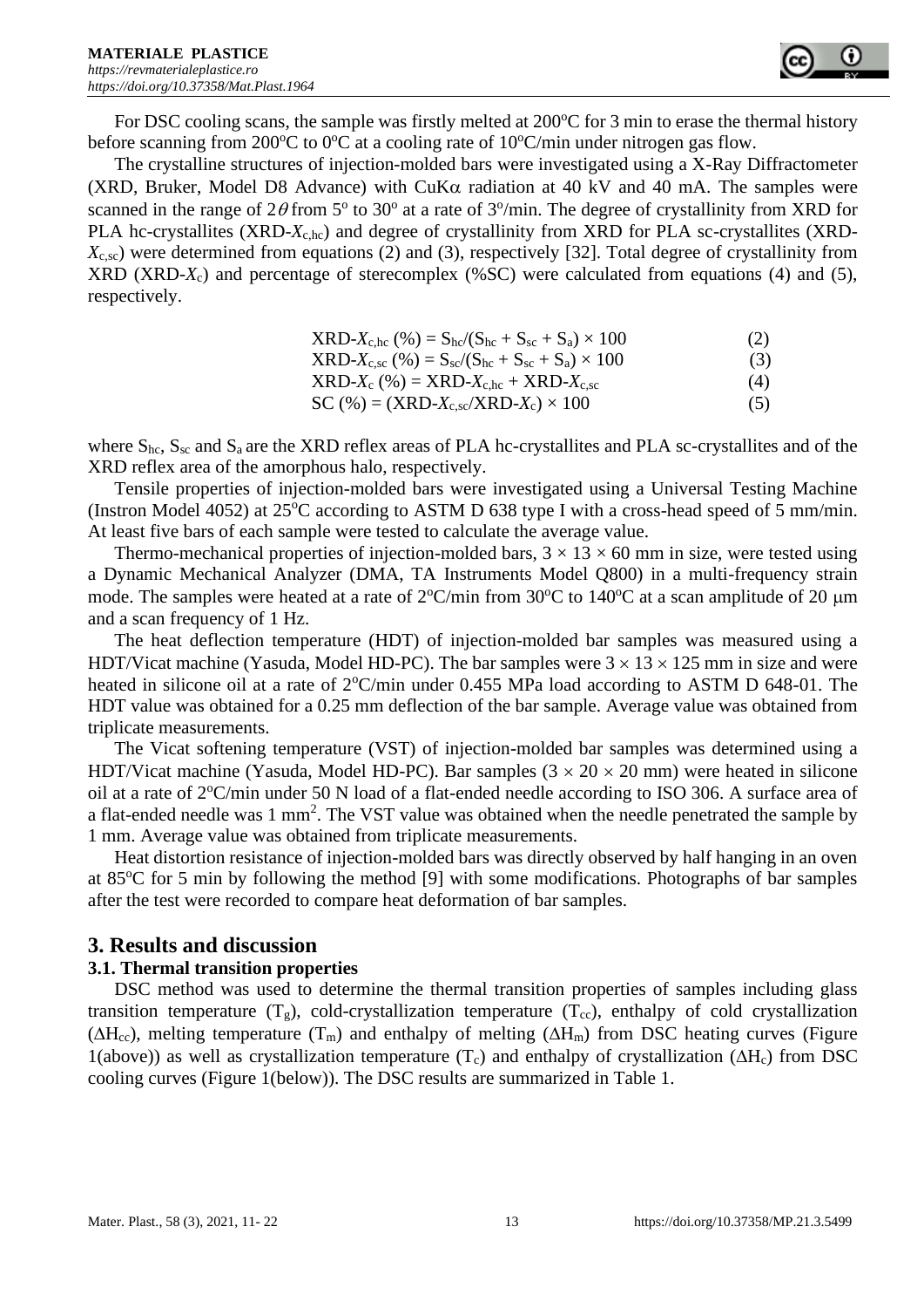For DSC cooling scans, the sample was firstly melted at 200°C for 3 min to erase the thermal history before scanning from 200°C to 0°C at a cooling rate of 10°C/min under nitrogen gas flow.

The crystalline structures of injection-molded bars were investigated using a X-Ray Diffractometer (XRD, Bruker, Model D8 Advance) with CuK$\alpha$ radiation at 40 kV and 40 mA. The samples were scanned in the range of $2\theta$ from 5° to 30° at a rate of 3°/min. The degree of crystallinity from XRD for PLA hc-crystallites (XRD-$X_{c,hc}$) and degree of crystallinity from XRD for PLA sc-crystallites (XRD-$X_{c,sc}$) were determined from equations (2) and (3), respectively [32]. Total degree of crystallinity from XRD (XRD-$X_c$) and percentage of stereocomplex (%SC) were calculated from equations (4) and (5), respectively.

$$\text{XRD-}X_{c,hc}\ (\%) = S_{hc}/(S_{hc} + S_{sc} + S_a) \times 100 \quad (2)$$

$$\text{XRD-}X_{c,sc}\ (\%) = S_{sc}/(S_{hc} + S_{sc} + S_a) \times 100 \quad (3)$$

$$\text{XRD-}X_c\ (\%) = \text{XRD-}X_{c,hc} + \text{XRD-}X_{c,sc} \quad (4)$$

$$\text{SC}\ (\%) = (\text{XRD-}X_{c,sc}/\text{XRD-}X_c) \times 100 \quad (5)$$

where $S_{hc}$, $S_{sc}$ and $S_a$ are the XRD reflex areas of PLA hc-crystallites and PLA sc-crystallites and of the XRD reflex area of the amorphous halo, respectively.

Tensile properties of injection-molded bars were investigated using a Universal Testing Machine (Instron Model 4052) at 25°C according to ASTM D 638 type I with a cross-head speed of 5 mm/min. At least five bars of each sample were tested to calculate the average value.

Thermo-mechanical properties of injection-molded bars, $3 \times 13 \times 60$ mm in size, were tested using a Dynamic Mechanical Analyzer (DMA, TA Instruments Model Q800) in a multi-frequency strain mode. The samples were heated at a rate of 2°C/min from 30°C to 140°C at a scan amplitude of 20 μm and a scan frequency of 1 Hz.

The heat deflection temperature (HDT) of injection-molded bar samples was measured using a HDT/Vicat machine (Yasuda, Model HD-PC). The bar samples were $3 \times 13 \times 125$ mm in size and were heated in silicone oil at a rate of 2°C/min under 0.455 MPa load according to ASTM D 648-01. The HDT value was obtained for a 0.25 mm deflection of the bar sample. Average value was obtained from triplicate measurements.

The Vicat softening temperature (VST) of injection-molded bar samples was determined using a HDT/Vicat machine (Yasuda, Model HD-PC). Bar samples ($3 \times 20 \times 20$ mm) were heated in silicone oil at a rate of 2°C/min under 50 N load of a flat-ended needle according to ISO 306. A surface area of a flat-ended needle was 1 mm$^2$. The VST value was obtained when the needle penetrated the sample by 1 mm. Average value was obtained from triplicate measurements.

Heat distortion resistance of injection-molded bars was directly observed by half hanging in an oven at 85°C for 5 min by following the method [9] with some modifications. Photographs of bar samples after the test were recorded to compare heat deformation of bar samples.

## 3. Results and discussion

### 3.1. Thermal transition properties

DSC method was used to determine the thermal transition properties of samples including glass transition temperature ($T_g$), cold-crystallization temperature ($T_{cc}$), enthalpy of cold crystallization ($\Delta H_{cc}$), melting temperature ($T_m$) and enthalpy of melting ($\Delta H_m$) from DSC heating curves (Figure 1(above)) as well as crystallization temperature ($T_c$) and enthalpy of crystallization ($\Delta H_c$) from DSC cooling curves (Figure 1(below)). The DSC results are summarized in Table 1.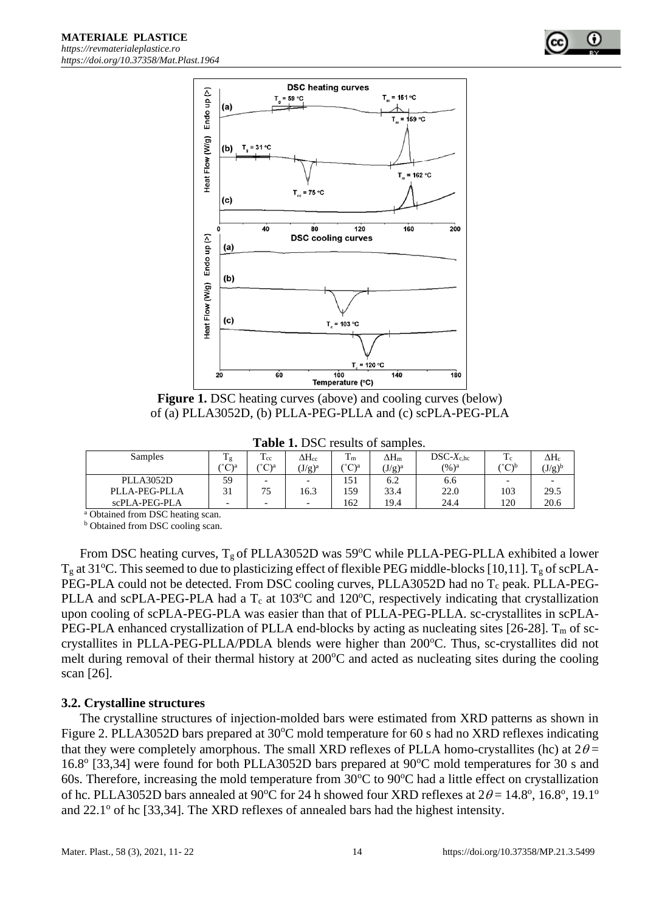Figure 1. DSC heating curves (above) and cooling curves (below) of (a) PLLA3052D, (b) PLLA-PEG-PLLA and (c) scPLA-PEG-PLA

**Table 1.** DSC results of samples.

| Samples | $T_g$ (°C)[a] | $T_{cc}$ (°C)[a] | $\Delta H_{cc}$ (J/g)[a] | $T_m$ (°C)[a] | $\Delta H_m$ (J/g)[a] | DSC-$X_{c,hc}$ (%)[a] | $T_c$ (°C)[b] | $\Delta H_c$ (J/g)[b] |
|---|---|---|---|---|---|---|---|---|
| PLLA3052D | 59 | - | - | 151 | 6.2 | 6.6 | - | - |
| PLLA-PEG-PLLA | 31 | 75 | 16.3 | 159 | 33.4 | 22.0 | 103 | 29.5 |
| scPLA-PEG-PLA | - | - | - | 162 | 19.4 | 24.4 | 120 | 20.6 |

[a] Obtained from DSC heating scan.
[b] Obtained from DSC cooling scan.

From DSC heating curves, $T_g$ of PLLA3052D was 59°C while PLLA-PEG-PLLA exhibited a lower $T_g$ at 31°C. This seemed to due to plasticizing effect of flexible PEG middle-blocks [10,11]. $T_g$ of scPLA-PEG-PLA could not be detected. From DSC cooling curves, PLLA3052D had no $T_c$ peak. PLLA-PEG-PLLA and scPLA-PEG-PLA had a $T_c$ at 103°C and 120°C, respectively indicating that crystallization upon cooling of scPLA-PEG-PLA was easier than that of PLLA-PEG-PLLA. sc-crystallites in scPLA-PEG-PLA enhanced crystallization of PLLA end-blocks by acting as nucleating sites [26-28]. $T_m$ of sc-crystallites in PLLA-PEG-PLLA/PDLA blends were higher than 200°C. Thus, sc-crystallites did not melt during removal of their thermal history at 200°C and acted as nucleating sites during the cooling scan [26].

### 3.2. Crystalline structures

The crystalline structures of injection-molded bars were estimated from XRD patterns as shown in Figure 2. PLLA3052D bars prepared at 30°C mold temperature for 60 s had no XRD reflexes indicating that they were completely amorphous. The small XRD reflexes of PLLA homo-crystallites (hc) at $2\theta = 16.8°$ [33,34] were found for both PLLA3052D bars prepared at 90°C mold temperatures for 30 s and 60s. Therefore, increasing the mold temperature from 30°C to 90°C had a little effect on crystallization of hc. PLLA3052D bars annealed at 90°C for 24 h showed four XRD reflexes at $2\theta = 14.8°$, 16.8°, 19.1° and 22.1° of hc [33,34]. The XRD reflexes of annealed bars had the highest intensity.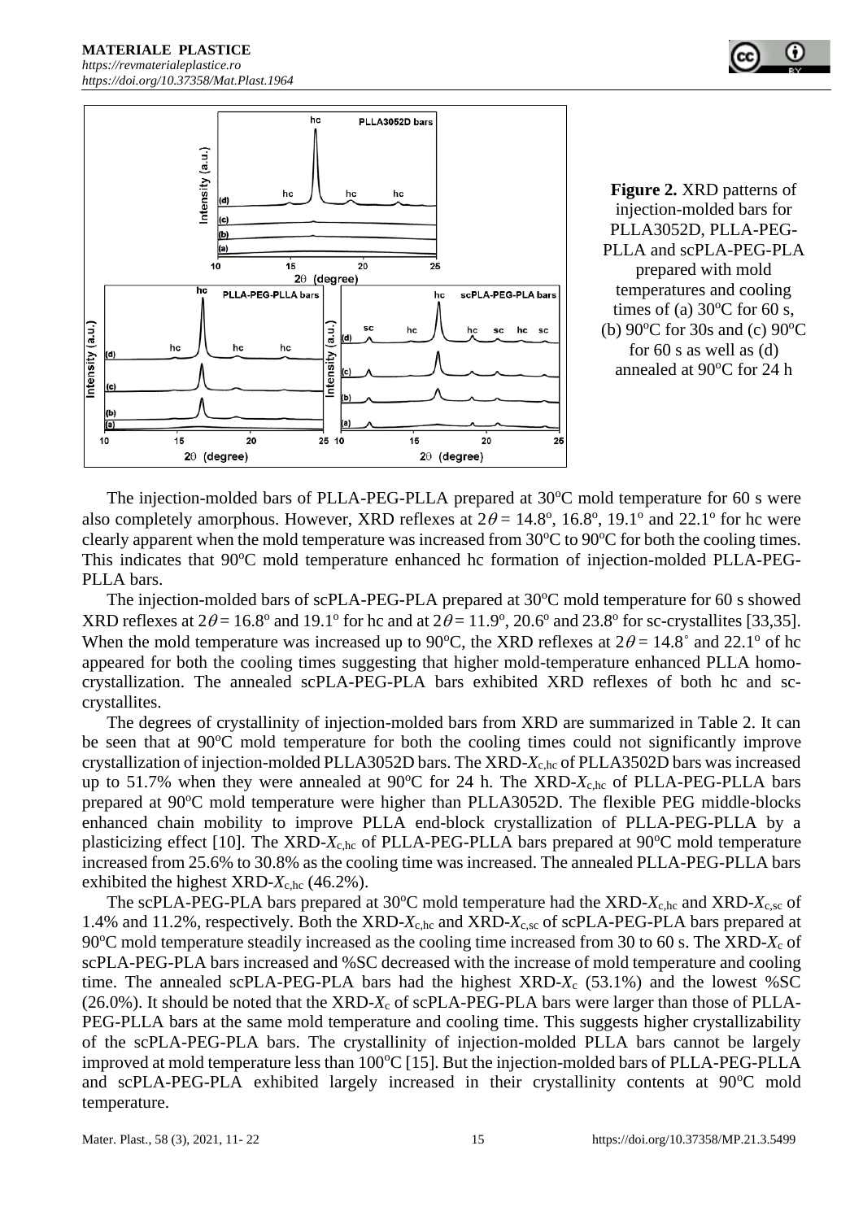**Figure 2.** XRD patterns of injection-molded bars for PLLA3052D, PLLA-PEG-PLLA and scPLA-PEG-PLA prepared with mold temperatures and cooling times of (a) 30°C for 60 s, (b) 90°C for 30s and (c) 90°C for 60 s as well as (d) annealed at 90°C for 24 h

The injection-molded bars of PLLA-PEG-PLLA prepared at 30°C mold temperature for 60 s were also completely amorphous. However, XRD reflexes at $2\theta$ = 14.8°, 16.8°, 19.1° and 22.1° for hc were clearly apparent when the mold temperature was increased from 30°C to 90°C for both the cooling times. This indicates that 90°C mold temperature enhanced hc formation of injection-molded PLLA-PEG-PLLA bars.

The injection-molded bars of scPLA-PEG-PLA prepared at 30°C mold temperature for 60 s showed XRD reflexes at $2\theta$ = 16.8° and 19.1° for hc and at $2\theta$ = 11.9°, 20.6° and 23.8° for sc-crystallites [33,35]. When the mold temperature was increased up to 90°C, the XRD reflexes at $2\theta$ = 14.8° and 22.1° of hc appeared for both the cooling times suggesting that higher mold-temperature enhanced PLLA homo-crystallization. The annealed scPLA-PEG-PLA bars exhibited XRD reflexes of both hc and sc-crystallites.

The degrees of crystallinity of injection-molded bars from XRD are summarized in Table 2. It can be seen that at 90°C mold temperature for both the cooling times could not significantly improve crystallization of injection-molded PLLA3052D bars. The XRD-$X_{c,hc}$ of PLLA3502D bars was increased up to 51.7% when they were annealed at 90°C for 24 h. The XRD-$X_{c,hc}$ of PLLA-PEG-PLLA bars prepared at 90°C mold temperature were higher than PLLA3052D. The flexible PEG middle-blocks enhanced chain mobility to improve PLLA end-block crystallization of PLLA-PEG-PLLA by a plasticizing effect [10]. The XRD-$X_{c,hc}$ of PLLA-PEG-PLLA bars prepared at 90°C mold temperature increased from 25.6% to 30.8% as the cooling time was increased. The annealed PLLA-PEG-PLLA bars exhibited the highest XRD-$X_{c,hc}$ (46.2%).

The scPLA-PEG-PLA bars prepared at 30°C mold temperature had the XRD-$X_{c,hc}$ and XRD-$X_{c,sc}$ of 1.4% and 11.2%, respectively. Both the XRD-$X_{c,hc}$ and XRD-$X_{c,sc}$ of scPLA-PEG-PLA bars prepared at 90°C mold temperature steadily increased as the cooling time increased from 30 to 60 s. The XRD-$X_c$ of scPLA-PEG-PLA bars increased and %SC decreased with the increase of mold temperature and cooling time. The annealed scPLA-PEG-PLA bars had the highest XRD-$X_c$ (53.1%) and the lowest %SC (26.0%). It should be noted that the XRD-$X_c$ of scPLA-PEG-PLA bars were larger than those of PLLA-PEG-PLLA bars at the same mold temperature and cooling time. This suggests higher crystallizability of the scPLA-PEG-PLA bars. The crystallinity of injection-molded PLLA bars cannot be largely improved at mold temperature less than 100°C [15]. But the injection-molded bars of PLLA-PEG-PLLA and scPLA-PEG-PLA exhibited largely increased in their crystallinity contents at 90°C mold temperature.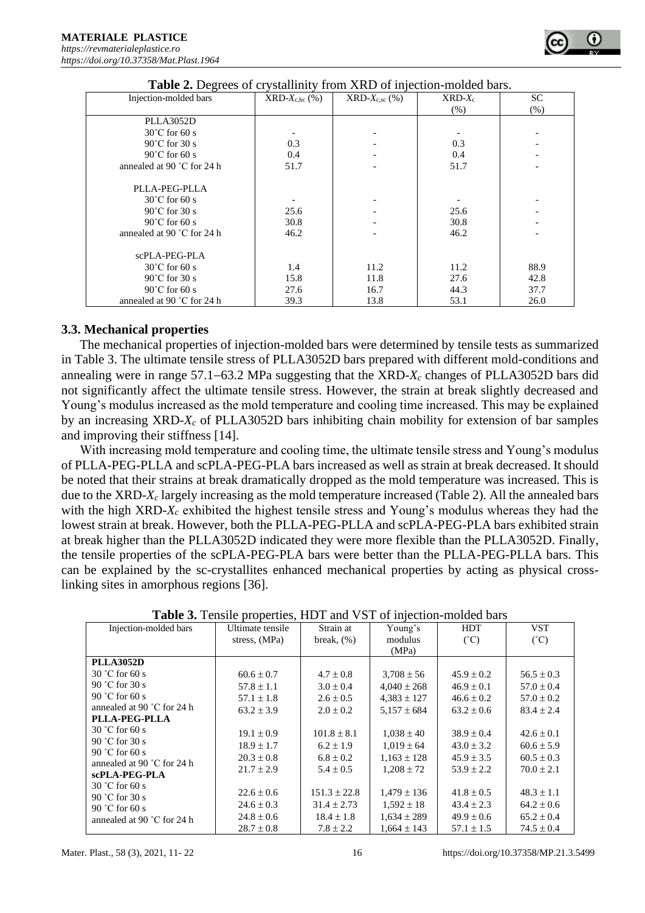**Table 2.** Degrees of crystallinity from XRD of injection-molded bars.

| Injection-molded bars | XRD-$X_{c,hc}$ (%) | XRD-$X_{c,sc}$ (%) | XRD-$X_c$ (%) | SC (%) |
|---|---|---|---|---|
| PLLA3052D | | | | |
| 30˚C for 60 s | - | - | - | - |
| 90˚C for 30 s | 0.3 | - | 0.3 | - |
| 90˚C for 60 s | 0.4 | - | 0.4 | - |
| annealed at 90 ˚C for 24 h | 51.7 | - | 51.7 | - |
| PLLA-PEG-PLLA | | | | |
| 30˚C for 60 s | - | - | - | - |
| 90˚C for 30 s | 25.6 | - | 25.6 | - |
| 90˚C for 60 s | 30.8 | - | 30.8 | - |
| annealed at 90 ˚C for 24 h | 46.2 | - | 46.2 | - |
| scPLA-PEG-PLA | | | | |
| 30˚C for 60 s | 1.4 | 11.2 | 11.2 | 88.9 |
| 90˚C for 30 s | 15.8 | 11.8 | 27.6 | 42.8 |
| 90˚C for 60 s | 27.6 | 16.7 | 44.3 | 37.7 |
| annealed at 90 ˚C for 24 h | 39.3 | 13.8 | 53.1 | 26.0 |

### 3.3. Mechanical properties

The mechanical properties of injection-molded bars were determined by tensile tests as summarized in Table 3. The ultimate tensile stress of PLLA3052D bars prepared with different mold-conditions and annealing were in range 57.1−63.2 MPa suggesting that the XRD-$X_c$ changes of PLLA3052D bars did not significantly affect the ultimate tensile stress. However, the strain at break slightly decreased and Young's modulus increased as the mold temperature and cooling time increased. This may be explained by an increasing XRD-$X_c$ of PLLA3052D bars inhibiting chain mobility for extension of bar samples and improving their stiffness [14].

With increasing mold temperature and cooling time, the ultimate tensile stress and Young's modulus of PLLA-PEG-PLLA and scPLA-PEG-PLA bars increased as well as strain at break decreased. It should be noted that their strains at break dramatically dropped as the mold temperature was increased. This is due to the XRD-$X_c$ largely increasing as the mold temperature increased (Table 2). All the annealed bars with the high XRD-$X_c$ exhibited the highest tensile stress and Young's modulus whereas they had the lowest strain at break. However, both the PLLA-PEG-PLLA and scPLA-PEG-PLA bars exhibited strain at break higher than the PLLA3052D indicated they were more flexible than the PLLA3052D. Finally, the tensile properties of the scPLA-PEG-PLA bars were better than the PLLA-PEG-PLLA bars. This can be explained by the sc-crystallites enhanced mechanical properties by acting as physical cross-linking sites in amorphous regions [36].

**Table 3.** Tensile properties, HDT and VST of injection-molded bars

| Injection-molded bars | Ultimate tensile stress, (MPa) | Strain at break, (%) | Young's modulus (MPa) | HDT (˚C) | VST (˚C) |
|---|---|---|---|---|---|
| **PLLA3052D** | | | | | |
| 30 ˚C for 60 s | 60.6 ± 0.7 | 4.7 ± 0.8 | 3,708 ± 56 | 45.9 ± 0.2 | 56.5 ± 0.3 |
| 90 ˚C for 30 s | 57.8 ± 1.1 | 3.0 ± 0.4 | 4,040 ± 268 | 46.9 ± 0.1 | 57.0 ± 0.4 |
| 90 ˚C for 60 s | 57.1 ± 1.8 | 2.6 ± 0.5 | 4,383 ± 127 | 46.6 ± 0.2 | 57.0 ± 0.2 |
| annealed at 90 ˚C for 24 h | 63.2 ± 3.9 | 2.0 ± 0.2 | 5,157 ± 684 | 63.2 ± 0.6 | 83.4 ± 2.4 |
| **PLLA-PEG-PLLA** | | | | | |
| 30 ˚C for 60 s | 19.1 ± 0.9 | 101.8 ± 8.1 | 1,038 ± 40 | 38.9 ± 0.4 | 42.6 ± 0.1 |
| 90 ˚C for 30 s | 18.9 ± 1.7 | 6.2 ± 1.9 | 1,019 ± 64 | 43.0 ± 3.2 | 60.6 ± 5.9 |
| 90 ˚C for 60 s | 20.3 ± 0.8 | 6.8 ± 0.2 | 1,163 ± 128 | 45.9 ± 3.5 | 60.5 ± 0.3 |
| annealed at 90 ˚C for 24 h | 21.7 ± 2.9 | 5.4 ± 0.5 | 1,208 ± 72 | 53.9 ± 2.2 | 70.0 ± 2.1 |
| **scPLA-PEG-PLA** | | | | | |
| 30 ˚C for 60 s | 22.6 ± 0.6 | 151.3 ± 22.8 | 1,479 ± 136 | 41.8 ± 0.5 | 48.3 ± 1.1 |
| 90 ˚C for 30 s | 24.6 ± 0.3 | 31.4 ± 2.73 | 1,592 ± 18 | 43.4 ± 2.3 | 64.2 ± 0.6 |
| 90 ˚C for 60 s | 24.8 ± 0.6 | 18.4 ± 1.8 | 1,634 ± 289 | 49.9 ± 0.6 | 65.2 ± 0.4 |
| annealed at 90 ˚C for 24 h | 28.7 ± 0.8 | 7.8 ± 2.2 | 1,664 ± 143 | 57.1 ± 1.5 | 74.5 ± 0.4 |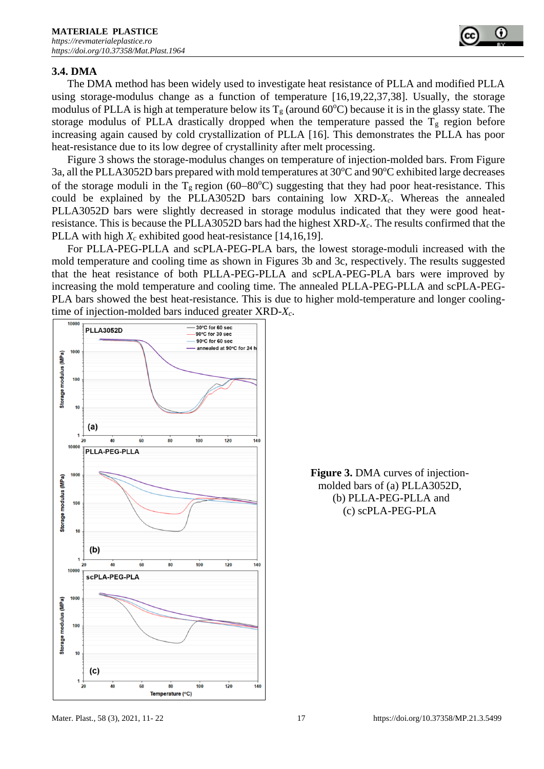### 3.4. DMA

The DMA method has been widely used to investigate heat resistance of PLLA and modified PLLA using storage-modulus change as a function of temperature [16,19,22,37,38]. Usually, the storage modulus of PLLA is high at temperature below its $T_g$ (around 60°C) because it is in the glassy state. The storage modulus of PLLA drastically dropped when the temperature passed the $T_g$ region before increasing again caused by cold crystallization of PLLA [16]. This demonstrates the PLLA has poor heat-resistance due to its low degree of crystallinity after melt processing.

Figure 3 shows the storage-modulus changes on temperature of injection-molded bars. From Figure 3a, all the PLLA3052D bars prepared with mold temperatures at 30°C and 90°C exhibited large decreases of the storage moduli in the $T_g$ region (60–80°C) suggesting that they had poor heat-resistance. This could be explained by the PLLA3052D bars containing low XRD-$X_c$. Whereas the annealed PLLA3052D bars were slightly decreased in storage modulus indicated that they were good heat-resistance. This is because the PLLA3052D bars had the highest XRD-$X_c$. The results confirmed that the PLLA with high $X_c$ exhibited good heat-resistance [14,16,19].

For PLLA-PEG-PLLA and scPLA-PEG-PLA bars, the lowest storage-moduli increased with the mold temperature and cooling time as shown in Figures 3b and 3c, respectively. The results suggested that the heat resistance of both PLLA-PEG-PLLA and scPLA-PEG-PLA bars were improved by increasing the mold temperature and cooling time. The annealed PLLA-PEG-PLLA and scPLA-PEG-PLA bars showed the best heat-resistance. This is due to higher mold-temperature and longer cooling-time of injection-molded bars induced greater XRD-$X_c$.

**Figure 3.** DMA curves of injection-molded bars of (a) PLLA3052D, (b) PLLA-PEG-PLLA and (c) scPLA-PEG-PLA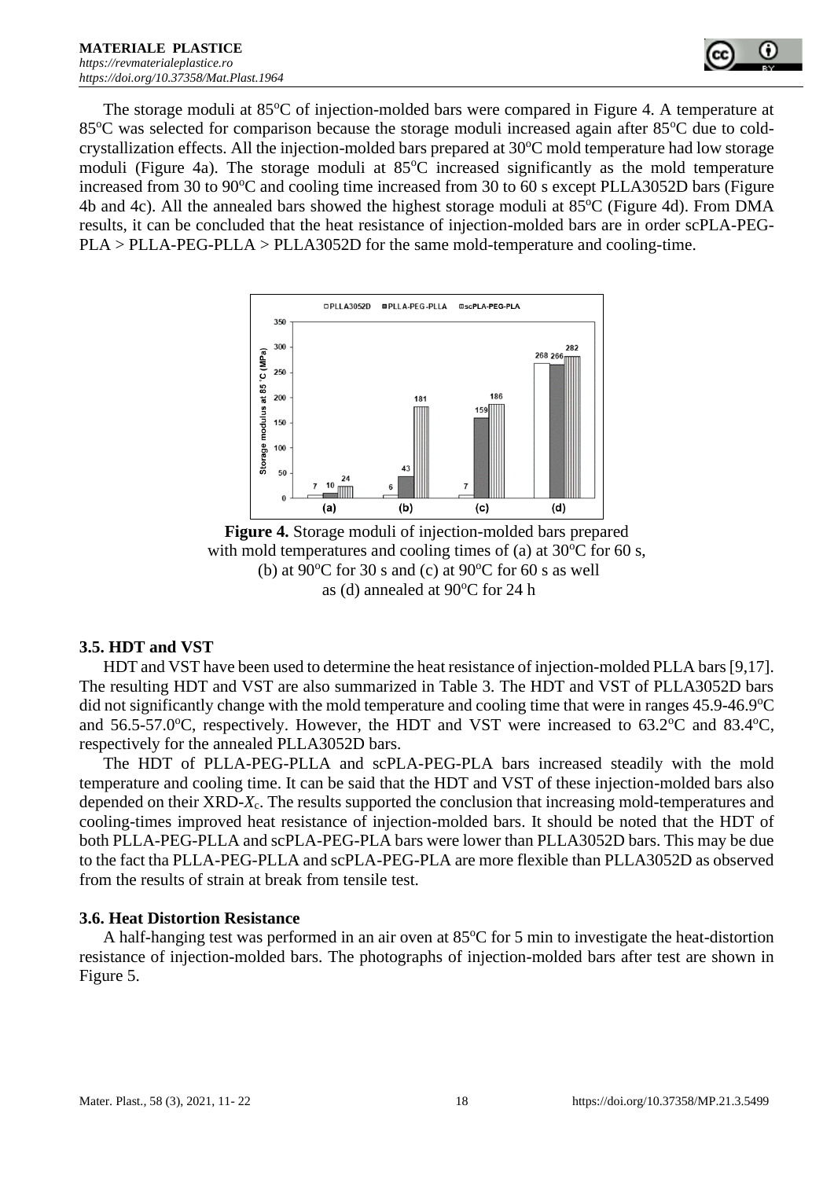The storage moduli at 85°C of injection-molded bars were compared in Figure 4. A temperature at 85°C was selected for comparison because the storage moduli increased again after 85°C due to cold-crystallization effects. All the injection-molded bars prepared at 30°C mold temperature had low storage moduli (Figure 4a). The storage moduli at 85°C increased significantly as the mold temperature increased from 30 to 90°C and cooling time increased from 30 to 60 s except PLLA3052D bars (Figure 4b and 4c). All the annealed bars showed the highest storage moduli at 85°C (Figure 4d). From DMA results, it can be concluded that the heat resistance of injection-molded bars are in order scPLA-PEG-PLA > PLLA-PEG-PLLA > PLLA3052D for the same mold-temperature and cooling-time.

**Figure 4.** Storage moduli of injection-molded bars prepared with mold temperatures and cooling times of (a) at 30°C for 60 s, (b) at 90°C for 30 s and (c) at 90°C for 60 s as well as (d) annealed at 90°C for 24 h

### 3.5. HDT and VST

HDT and VST have been used to determine the heat resistance of injection-molded PLLA bars [9,17]. The resulting HDT and VST are also summarized in Table 3. The HDT and VST of PLLA3052D bars did not significantly change with the mold temperature and cooling time that were in ranges 45.9-46.9°C and 56.5-57.0°C, respectively. However, the HDT and VST were increased to 63.2°C and 83.4°C, respectively for the annealed PLLA3052D bars.

The HDT of PLLA-PEG-PLLA and scPLA-PEG-PLA bars increased steadily with the mold temperature and cooling time. It can be said that the HDT and VST of these injection-molded bars also depended on their XRD-$X_c$. The results supported the conclusion that increasing mold-temperatures and cooling-times improved heat resistance of injection-molded bars. It should be noted that the HDT of both PLLA-PEG-PLLA and scPLA-PEG-PLA bars were lower than PLLA3052D bars. This may be due to the fact tha PLLA-PEG-PLLA and scPLA-PEG-PLA are more flexible than PLLA3052D as observed from the results of strain at break from tensile test.

### 3.6. Heat Distortion Resistance

A half-hanging test was performed in an air oven at 85°C for 5 min to investigate the heat-distortion resistance of injection-molded bars. The photographs of injection-molded bars after test are shown in Figure 5.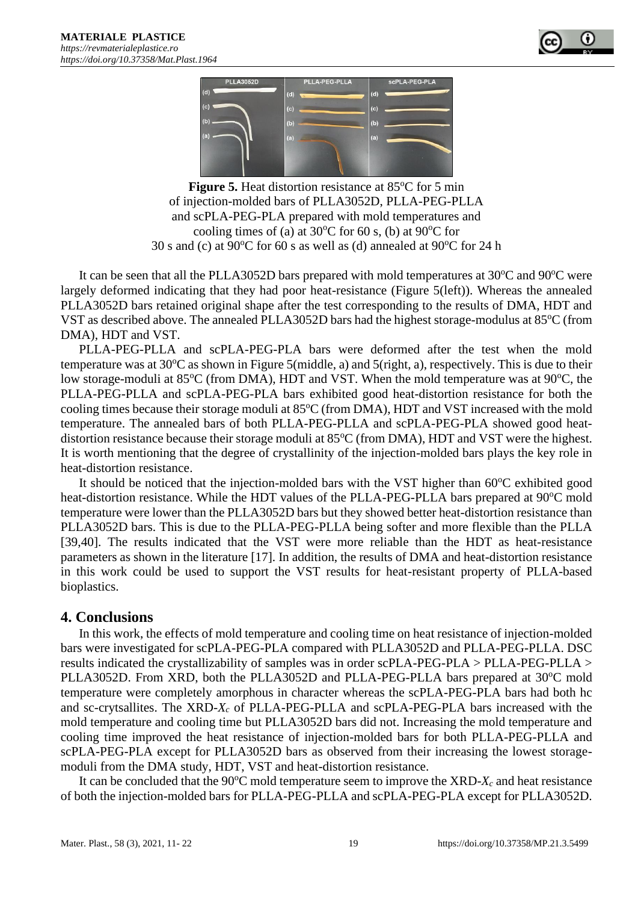**Figure 5.** Heat distortion resistance at 85°C for 5 min of injection-molded bars of PLLA3052D, PLLA-PEG-PLLA and scPLA-PEG-PLA prepared with mold temperatures and cooling times of (a) at 30°C for 60 s, (b) at 90°C for 30 s and (c) at 90°C for 60 s as well as (d) annealed at 90°C for 24 h

It can be seen that all the PLLA3052D bars prepared with mold temperatures at 30°C and 90°C were largely deformed indicating that they had poor heat-resistance (Figure 5(left)). Whereas the annealed PLLA3052D bars retained original shape after the test corresponding to the results of DMA, HDT and VST as described above. The annealed PLLA3052D bars had the highest storage-modulus at 85°C (from DMA), HDT and VST.

PLLA-PEG-PLLA and scPLA-PEG-PLA bars were deformed after the test when the mold temperature was at 30°C as shown in Figure 5(middle, a) and 5(right, a), respectively. This is due to their low storage-moduli at 85°C (from DMA), HDT and VST. When the mold temperature was at 90°C, the PLLA-PEG-PLLA and scPLA-PEG-PLA bars exhibited good heat-distortion resistance for both the cooling times because their storage moduli at 85°C (from DMA), HDT and VST increased with the mold temperature. The annealed bars of both PLLA-PEG-PLLA and scPLA-PEG-PLA showed good heat-distortion resistance because their storage moduli at 85°C (from DMA), HDT and VST were the highest. It is worth mentioning that the degree of crystallinity of the injection-molded bars plays the key role in heat-distortion resistance.

It should be noticed that the injection-molded bars with the VST higher than 60°C exhibited good heat-distortion resistance. While the HDT values of the PLLA-PEG-PLLA bars prepared at 90°C mold temperature were lower than the PLLA3052D bars but they showed better heat-distortion resistance than PLLA3052D bars. This is due to the PLLA-PEG-PLLA being softer and more flexible than the PLLA [39,40]. The results indicated that the VST were more reliable than the HDT as heat-resistance parameters as shown in the literature [17]. In addition, the results of DMA and heat-distortion resistance in this work could be used to support the VST results for heat-resistant property of PLLA-based bioplastics.

## 4. Conclusions

In this work, the effects of mold temperature and cooling time on heat resistance of injection-molded bars were investigated for scPLA-PEG-PLA compared with PLLA3052D and PLLA-PEG-PLLA. DSC results indicated the crystallizability of samples was in order scPLA-PEG-PLA > PLLA-PEG-PLLA > PLLA3052D. From XRD, both the PLLA3052D and PLLA-PEG-PLLA bars prepared at 30°C mold temperature were completely amorphous in character whereas the scPLA-PEG-PLA bars had both hc and sc-crytsallites. The XRD-$X_c$ of PLLA-PEG-PLLA and scPLA-PEG-PLA bars increased with the mold temperature and cooling time but PLLA3052D bars did not. Increasing the mold temperature and cooling time improved the heat resistance of injection-molded bars for both PLLA-PEG-PLLA and scPLA-PEG-PLA except for PLLA3052D bars as observed from their increasing the lowest storage-moduli from the DMA study, HDT, VST and heat-distortion resistance.

It can be concluded that the 90°C mold temperature seem to improve the XRD-$X_c$ and heat resistance of both the injection-molded bars for PLLA-PEG-PLLA and scPLA-PEG-PLA except for PLLA3052D.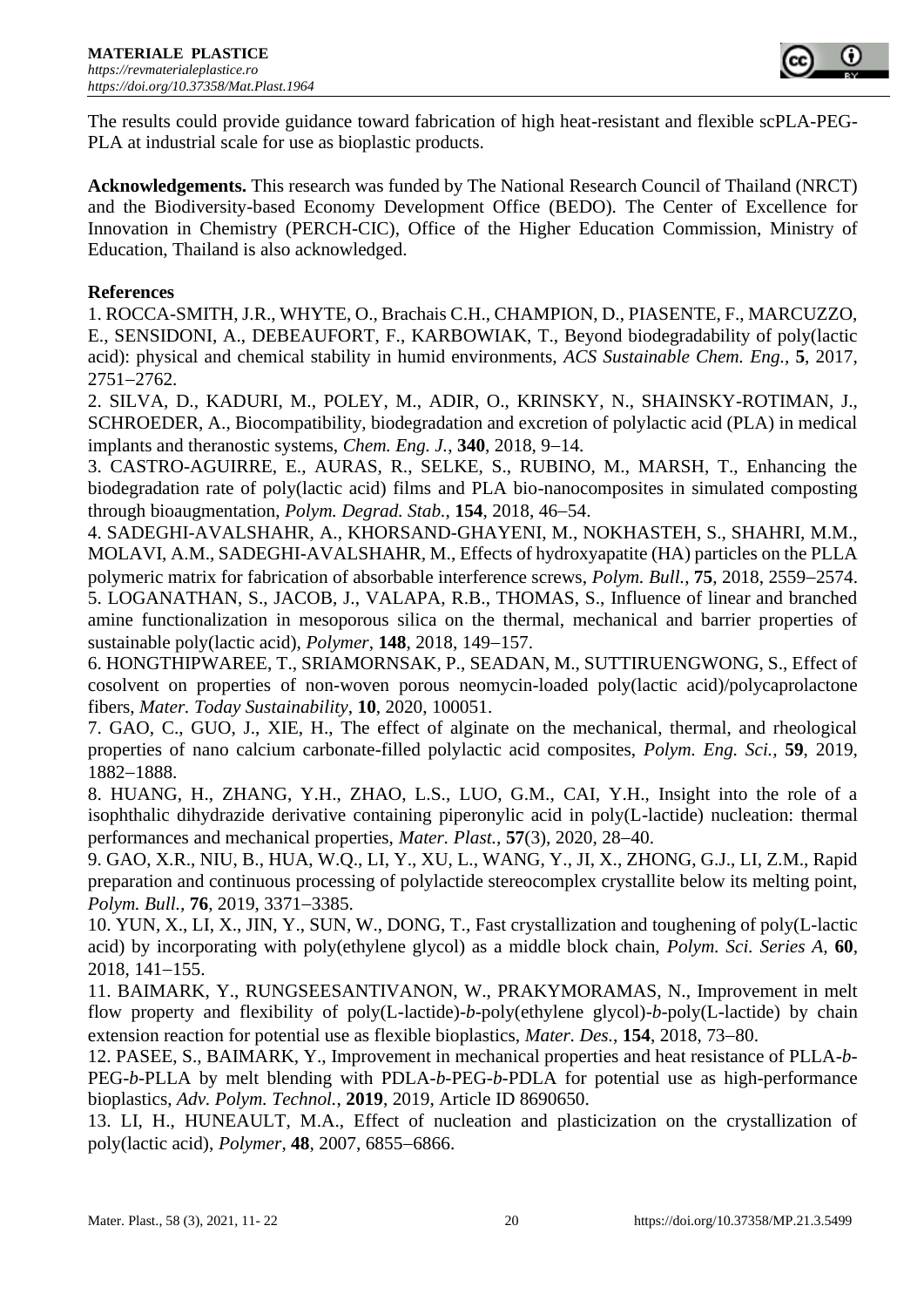The results could provide guidance toward fabrication of high heat-resistant and flexible scPLA-PEG-PLA at industrial scale for use as bioplastic products.

**Acknowledgements.** This research was funded by The National Research Council of Thailand (NRCT) and the Biodiversity-based Economy Development Office (BEDO). The Center of Excellence for Innovation in Chemistry (PERCH-CIC), Office of the Higher Education Commission, Ministry of Education, Thailand is also acknowledged.

**References**

1. ROCCA-SMITH, J.R., WHYTE, O., Brachais C.H., CHAMPION, D., PIASENTE, F., MARCUZZO, E., SENSIDONI, A., DEBEAUFORT, F., KARBOWIAK, T., Beyond biodegradability of poly(lactic acid): physical and chemical stability in humid environments, *ACS Sustainable Chem. Eng.*, **5**, 2017, 2751‒2762.
2. SILVA, D., KADURI, M., POLEY, M., ADIR, O., KRINSKY, N., SHAINSKY-ROTIMAN, J., SCHROEDER, A., Biocompatibility, biodegradation and excretion of polylactic acid (PLA) in medical implants and theranostic systems, *Chem. Eng. J.*, **340**, 2018, 9‒14.
3. CASTRO-AGUIRRE, E., AURAS, R., SELKE, S., RUBINO, M., MARSH, T., Enhancing the biodegradation rate of poly(lactic acid) films and PLA bio-nanocomposites in simulated composting through bioaugmentation, *Polym. Degrad. Stab.*, **154**, 2018, 46‒54.
4. SADEGHI-AVALSHAHR, A., KHORSAND-GHAYENI, M., NOKHASTEH, S., SHAHRI, M.M., MOLAVI, A.M., SADEGHI-AVALSHAHR, M., Effects of hydroxyapatite (HA) particles on the PLLA polymeric matrix for fabrication of absorbable interference screws, *Polym. Bull.*, **75**, 2018, 2559‒2574.
5. LOGANATHAN, S., JACOB, J., VALAPA, R.B., THOMAS, S., Influence of linear and branched amine functionalization in mesoporous silica on the thermal, mechanical and barrier properties of sustainable poly(lactic acid), *Polymer*, **148**, 2018, 149‒157.
6. HONGTHIPWAREE, T., SRIAMORNSAK, P., SEADAN, M., SUTTIRUENGWONG, S., Effect of cosolvent on properties of non-woven porous neomycin-loaded poly(lactic acid)/polycaprolactone fibers, *Mater. Today Sustainability*, **10**, 2020, 100051.
7. GAO, C., GUO, J., XIE, H., The effect of alginate on the mechanical, thermal, and rheological properties of nano calcium carbonate-filled polylactic acid composites, *Polym. Eng. Sci.*, **59**, 2019, 1882‒1888.
8. HUANG, H., ZHANG, Y.H., ZHAO, L.S., LUO, G.M., CAI, Y.H., Insight into the role of a isophthalic dihydrazide derivative containing piperonylic acid in poly(L-lactide) nucleation: thermal performances and mechanical properties, *Mater. Plast.*, **57**(3), 2020, 28‒40.
9. GAO, X.R., NIU, B., HUA, W.Q., LI, Y., XU, L., WANG, Y., JI, X., ZHONG, G.J., LI, Z.M., Rapid preparation and continuous processing of polylactide stereocomplex crystallite below its melting point, *Polym. Bull.*, **76**, 2019, 3371‒3385.
10. YUN, X., LI, X., JIN, Y., SUN, W., DONG, T., Fast crystallization and toughening of poly(L-lactic acid) by incorporating with poly(ethylene glycol) as a middle block chain, *Polym. Sci. Series A*, **60**, 2018, 141‒155.
11. BAIMARK, Y., RUNGSEESANTIVANON, W., PRAKYMORAMAS, N., Improvement in melt flow property and flexibility of poly(L-lactide)-*b*-poly(ethylene glycol)-*b*-poly(L-lactide) by chain extension reaction for potential use as flexible bioplastics, *Mater. Des.*, **154**, 2018, 73‒80.
12. PASEE, S., BAIMARK, Y., Improvement in mechanical properties and heat resistance of PLLA-*b*-PEG-*b*-PLLA by melt blending with PDLA-*b*-PEG-*b*-PDLA for potential use as high-performance bioplastics, *Adv. Polym. Technol.*, **2019**, 2019, Article ID 8690650.
13. LI, H., HUNEAULT, M.A., Effect of nucleation and plasticization on the crystallization of poly(lactic acid), *Polymer*, **48**, 2007, 6855‒6866.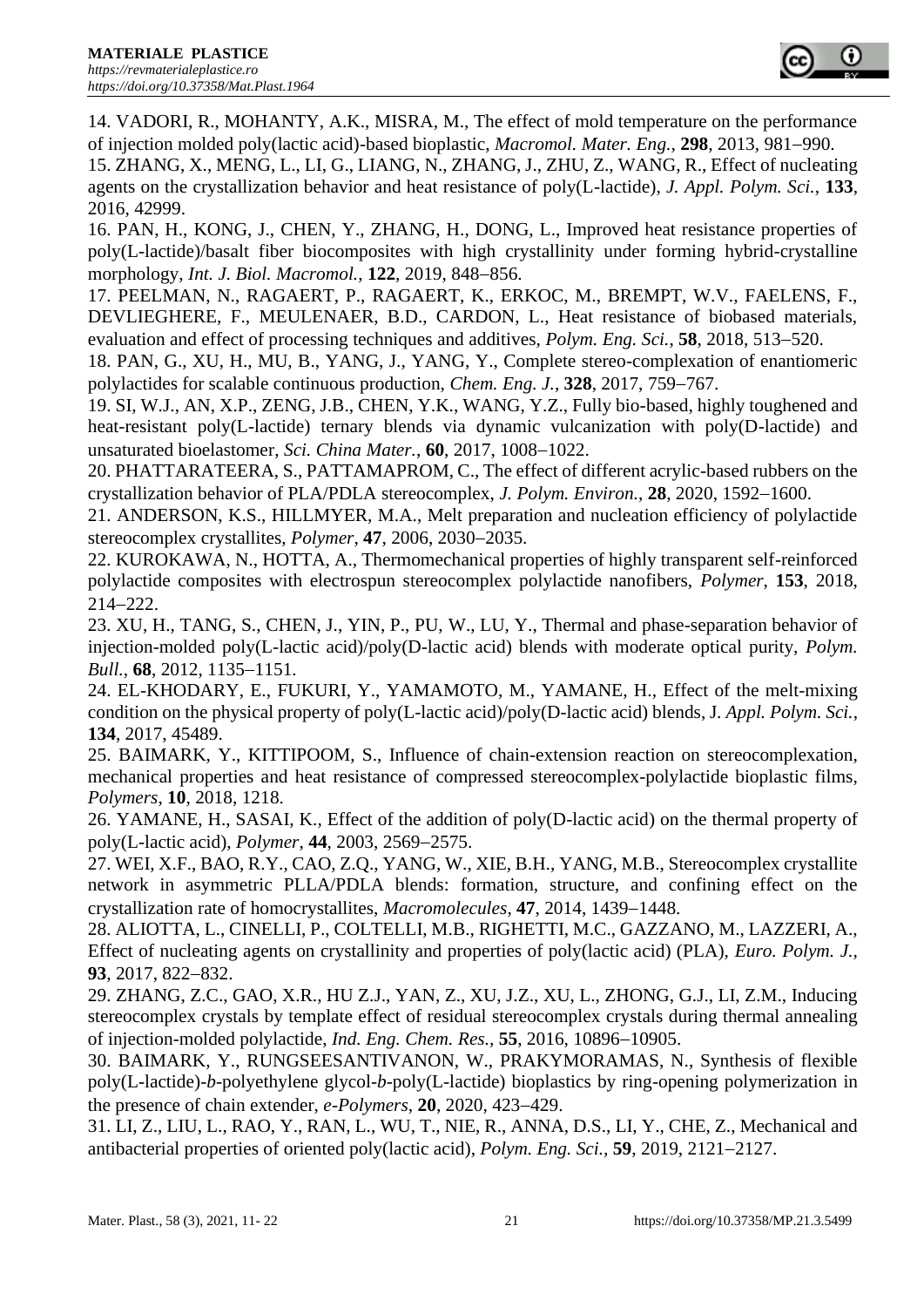14. VADORI, R., MOHANTY, A.K., MISRA, M., The effect of mold temperature on the performance of injection molded poly(lactic acid)-based bioplastic, *Macromol. Mater. Eng.*, **298**, 2013, 981−990.

15. ZHANG, X., MENG, L., LI, G., LIANG, N., ZHANG, J., ZHU, Z., WANG, R., Effect of nucleating agents on the crystallization behavior and heat resistance of poly(L-lactide), *J. Appl. Polym. Sci.*, **133**, 2016, 42999.

16. PAN, H., KONG, J., CHEN, Y., ZHANG, H., DONG, L., Improved heat resistance properties of poly(L-lactide)/basalt fiber biocomposites with high crystallinity under forming hybrid-crystalline morphology, *Int. J. Biol. Macromol.*, **122**, 2019, 848−856.

17. PEELMAN, N., RAGAERT, P., RAGAERT, K., ERKOC, M., BREMPT, W.V., FAELENS, F., DEVLIEGHERE, F., MEULENAER, B.D., CARDON, L., Heat resistance of biobased materials, evaluation and effect of processing techniques and additives, *Polym. Eng. Sci.*, **58**, 2018, 513−520.

18. PAN, G., XU, H., MU, B., YANG, J., YANG, Y., Complete stereo-complexation of enantiomeric polylactides for scalable continuous production, *Chem. Eng. J.*, **328**, 2017, 759−767.

19. SI, W.J., AN, X.P., ZENG, J.B., CHEN, Y.K., WANG, Y.Z., Fully bio-based, highly toughened and heat-resistant poly(L-lactide) ternary blends via dynamic vulcanization with poly(D-lactide) and unsaturated bioelastomer, *Sci. China Mater.*, **60**, 2017, 1008−1022.

20. PHATTARATEERA, S., PATTAMAPROM, C., The effect of different acrylic-based rubbers on the crystallization behavior of PLA/PDLA stereocomplex, *J. Polym. Environ.*, **28**, 2020, 1592−1600.

21. ANDERSON, K.S., HILLMYER, M.A., Melt preparation and nucleation efficiency of polylactide stereocomplex crystallites, *Polymer*, **47**, 2006, 2030−2035.

22. KUROKAWA, N., HOTTA, A., Thermomechanical properties of highly transparent self-reinforced polylactide composites with electrospun stereocomplex polylactide nanofibers, *Polymer*, **153**, 2018, 214−222.

23. XU, H., TANG, S., CHEN, J., YIN, P., PU, W., LU, Y., Thermal and phase-separation behavior of injection-molded poly(L-lactic acid)/poly(D-lactic acid) blends with moderate optical purity, *Polym. Bull.*, **68**, 2012, 1135−1151.

24. EL-KHODARY, E., FUKURI, Y., YAMAMOTO, M., YAMANE, H., Effect of the melt-mixing condition on the physical property of poly(L-lactic acid)/poly(D-lactic acid) blends, J. *Appl. Polym. Sci.*, **134**, 2017, 45489.

25. BAIMARK, Y., KITTIPOOM, S., Influence of chain-extension reaction on stereocomplexation, mechanical properties and heat resistance of compressed stereocomplex-polylactide bioplastic films, *Polymers*, **10**, 2018, 1218.

26. YAMANE, H., SASAI, K., Effect of the addition of poly(D-lactic acid) on the thermal property of poly(L-lactic acid), *Polymer*, **44**, 2003, 2569−2575.

27. WEI, X.F., BAO, R.Y., CAO, Z.Q., YANG, W., XIE, B.H., YANG, M.B., Stereocomplex crystallite network in asymmetric PLLA/PDLA blends: formation, structure, and confining effect on the crystallization rate of homocrystallites, *Macromolecules*, **47**, 2014, 1439−1448.

28. ALIOTTA, L., CINELLI, P., COLTELLI, M.B., RIGHETTI, M.C., GAZZANO, M., LAZZERI, A., Effect of nucleating agents on crystallinity and properties of poly(lactic acid) (PLA), *Euro. Polym. J.*, **93**, 2017, 822−832.

29. ZHANG, Z.C., GAO, X.R., HU Z.J., YAN, Z., XU, J.Z., XU, L., ZHONG, G.J., LI, Z.M., Inducing stereocomplex crystals by template effect of residual stereocomplex crystals during thermal annealing of injection-molded polylactide, *Ind. Eng. Chem. Res.*, **55**, 2016, 10896−10905.

30. BAIMARK, Y., RUNGSEESANTIVANON, W., PRAKYMORAMAS, N., Synthesis of flexible poly(L-lactide)-*b*-polyethylene glycol-*b*-poly(L-lactide) bioplastics by ring-opening polymerization in the presence of chain extender, *e-Polymers*, **20**, 2020, 423−429.

31. LI, Z., LIU, L., RAO, Y., RAN, L., WU, T., NIE, R., ANNA, D.S., LI, Y., CHE, Z., Mechanical and antibacterial properties of oriented poly(lactic acid), *Polym. Eng. Sci.*, **59**, 2019, 2121−2127.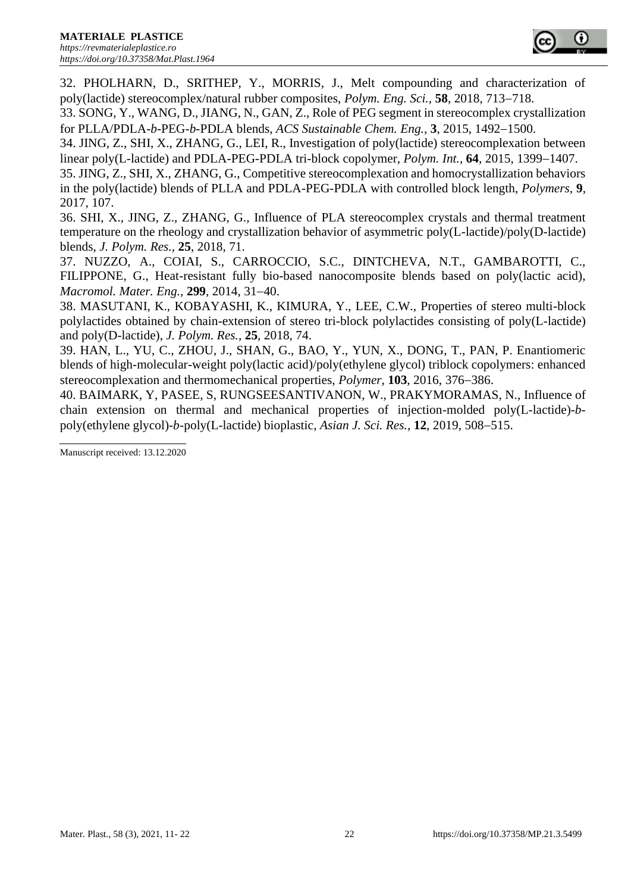32. PHOLHARN, D., SRITHEP, Y., MORRIS, J., Melt compounding and characterization of poly(lactide) stereocomplex/natural rubber composites, *Polym. Eng. Sci.*, **58**, 2018, 713–718.

33. SONG, Y., WANG, D., JIANG, N., GAN, Z., Role of PEG segment in stereocomplex crystallization for PLLA/PDLA-*b*-PEG-*b*-PDLA blends, *ACS Sustainable Chem. Eng.*, **3**, 2015, 1492–1500.

34. JING, Z., SHI, X., ZHANG, G., LEI, R., Investigation of poly(lactide) stereocomplexation between linear poly(L-lactide) and PDLA-PEG-PDLA tri-block copolymer, *Polym. Int.*, **64**, 2015, 1399–1407.

35. JING, Z., SHI, X., ZHANG, G., Competitive stereocomplexation and homocrystallization behaviors in the poly(lactide) blends of PLLA and PDLA-PEG-PDLA with controlled block length, *Polymers*, **9**, 2017, 107.

36. SHI, X., JING, Z., ZHANG, G., Influence of PLA stereocomplex crystals and thermal treatment temperature on the rheology and crystallization behavior of asymmetric poly(L-lactide)/poly(D-lactide) blends, *J. Polym. Res.*, **25**, 2018, 71.

37. NUZZO, A., COIAI, S., CARROCCIO, S.C., DINTCHEVA, N.T., GAMBAROTTI, C., FILIPPONE, G., Heat-resistant fully bio-based nanocomposite blends based on poly(lactic acid), *Macromol. Mater. Eng.*, **299**, 2014, 31–40.

38. MASUTANI, K., KOBAYASHI, K., KIMURA, Y., LEE, C.W., Properties of stereo multi-block polylactides obtained by chain-extension of stereo tri-block polylactides consisting of poly(L-lactide) and poly(D-lactide), *J. Polym. Res.*, **25**, 2018, 74.

39. HAN, L., YU, C., ZHOU, J., SHAN, G., BAO, Y., YUN, X., DONG, T., PAN, P. Enantiomeric blends of high-molecular-weight poly(lactic acid)/poly(ethylene glycol) triblock copolymers: enhanced stereocomplexation and thermomechanical properties, *Polymer*, **103**, 2016, 376–386.

40. BAIMARK, Y, PASEE, S, RUNGSEESANTIVANON, W., PRAKYMORAMAS, N., Influence of chain extension on thermal and mechanical properties of injection-molded poly(L-lactide)-*b*-poly(ethylene glycol)-*b*-poly(L-lactide) bioplastic, *Asian J. Sci. Res.*, **12**, 2019, 508–515.

---

Manuscript received: 13.12.2020